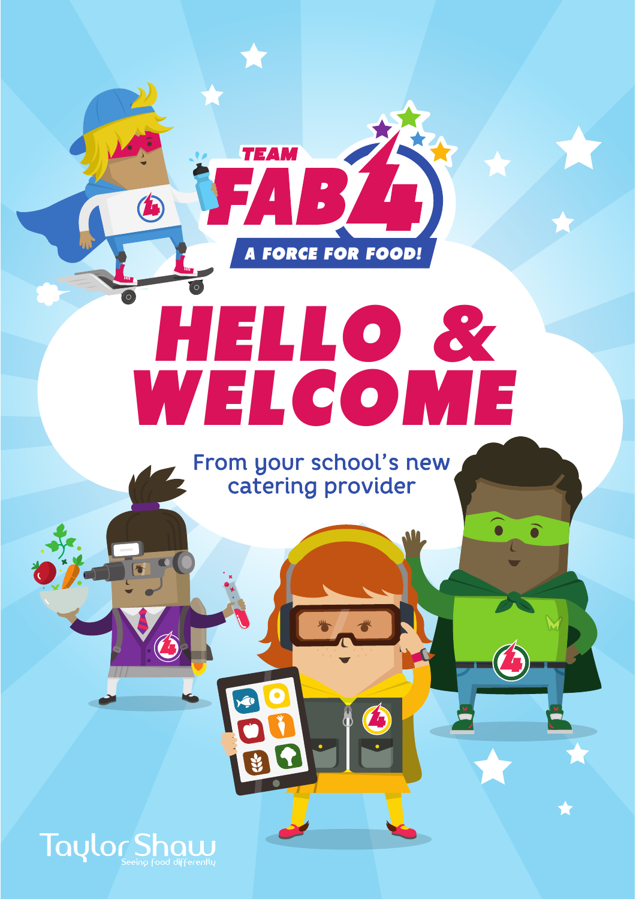TEAM FAB 4

A FORCE FOR FOOD!

# HELLO & WELCOME

From your school's new catering provider

Taylor Shaw

Seeing food differently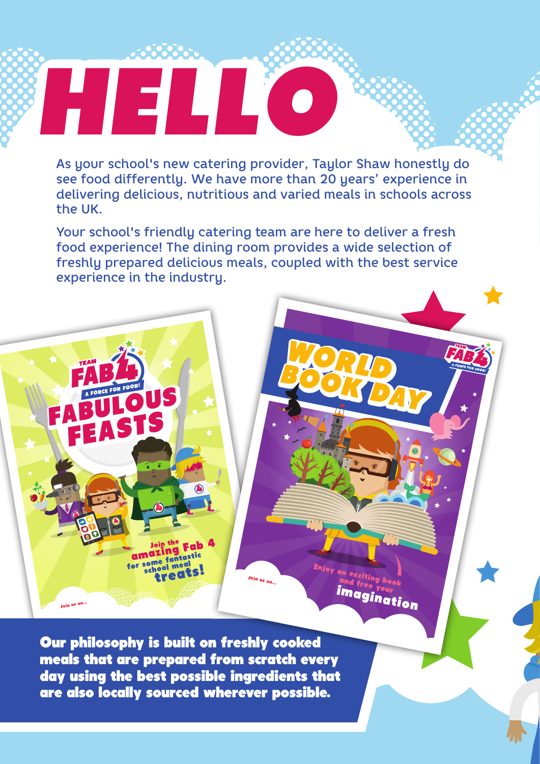# HELLO

As your school's new catering provider, Taylor Shaw honestly do see food differently. We have more than 20 years' experience in delivering delicious, nutritious and varied meals in schools across the UK.

Your school's friendly catering team are here to deliver a fresh food experience! The dining room provides a wide selection of freshly prepared delicious meals, coupled with the best service experience in the industry.

**Our philosophy is built on freshly cooked meals that are prepared from scratch every day using the best possible ingredients that are also locally sourced wherever possible.**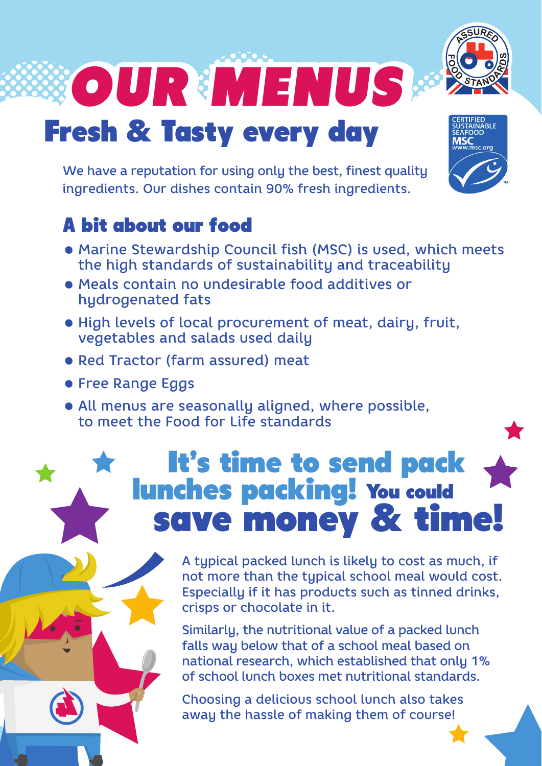# OUR MENUS

## Fresh & Tasty every day

We have a reputation for using only the best, finest quality ingredients. Our dishes contain 90% fresh ingredients.

### A bit about our food

- Marine Stewardship Council fish (MSC) is used, which meets the high standards of sustainability and traceability
- Meals contain no undesirable food additives or hydrogenated fats
- High levels of local procurement of meat, dairy, fruit, vegetables and salads used daily
- Red Tractor (farm assured) meat
- Free Range Eggs
- All menus are seasonally aligned, where possible, to meet the Food for Life standards

## It's time to send pack lunches packing! You could save money & time!

A typical packed lunch is likely to cost as much, if not more than the typical school meal would cost. Especially if it has products such as tinned drinks, crisps or chocolate in it.

Similarly, the nutritional value of a packed lunch falls way below that of a school meal based on national research, which established that only 1% of school lunch boxes met nutritional standards.

Choosing a delicious school lunch also takes away the hassle of making them of course!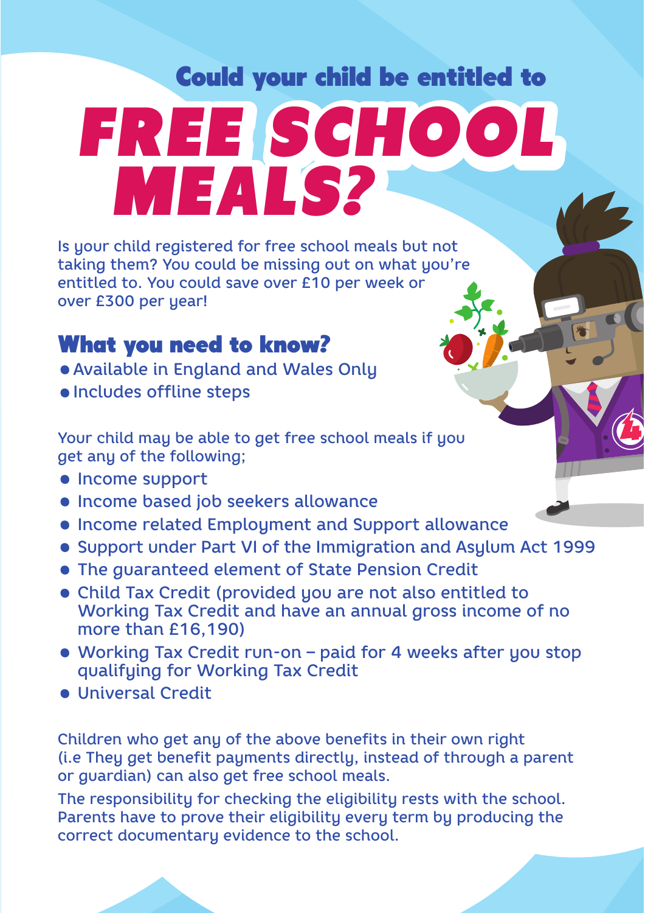Could your child be entitled to

# FREE SCHOOL MEALS?

Is your child registered for free school meals but not taking them? You could be missing out on what you're entitled to. You could save over £10 per week or over £300 per year!

## What you need to know?

- Available in England and Wales Only
- Includes offline steps

Your child may be able to get free school meals if you get any of the following;

- Income support
- Income based job seekers allowance
- Income related Employment and Support allowance
- Support under Part VI of the Immigration and Asylum Act 1999
- The guaranteed element of State Pension Credit
- Child Tax Credit (provided you are not also entitled to Working Tax Credit and have an annual gross income of no more than £16,190)
- Working Tax Credit run-on – paid for 4 weeks after you stop qualifying for Working Tax Credit
- Universal Credit

Children who get any of the above benefits in their own right (i.e They get benefit payments directly, instead of through a parent or guardian) can also get free school meals.

The responsibility for checking the eligibility rests with the school. Parents have to prove their eligibility every term by producing the correct documentary evidence to the school.